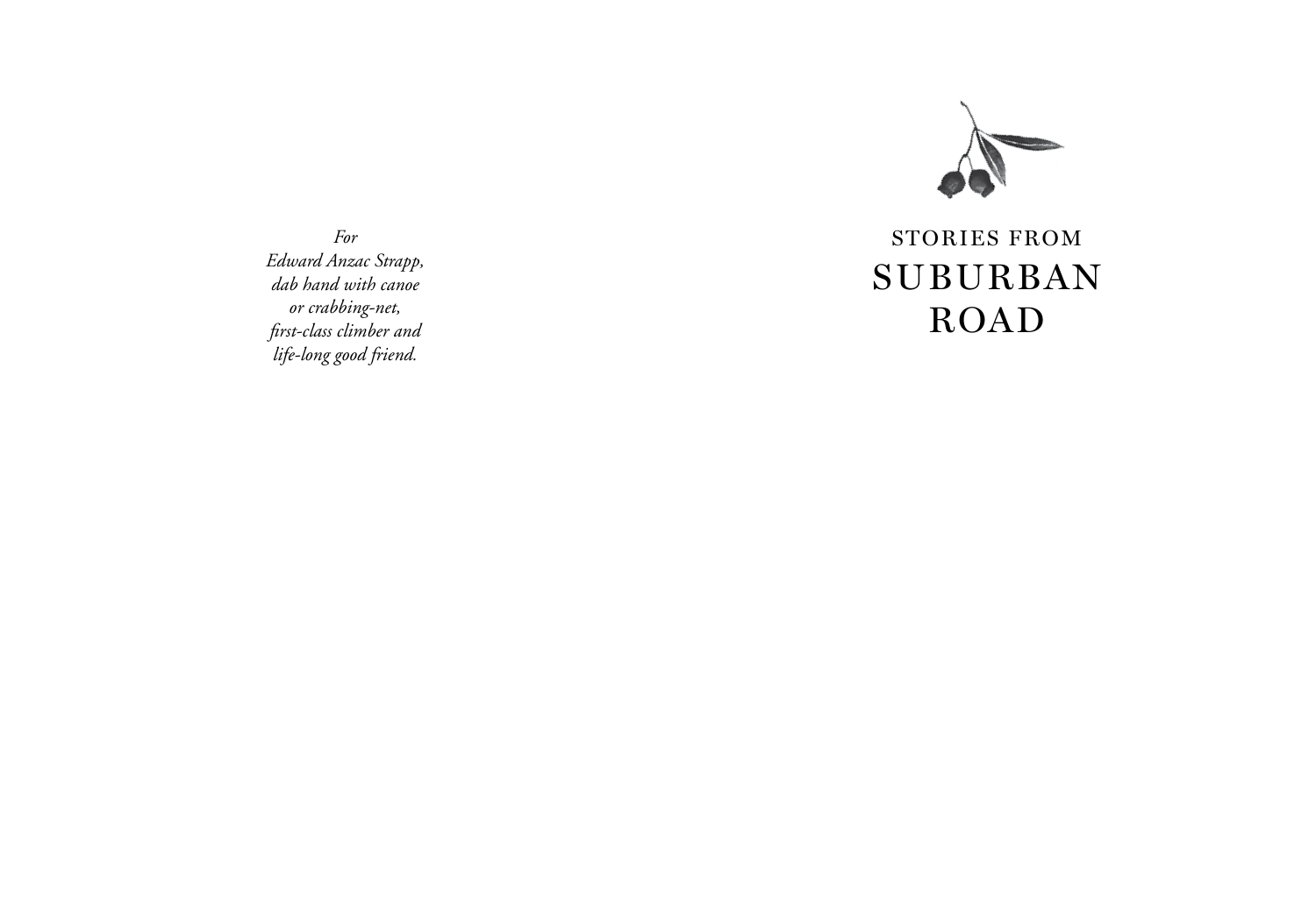*For*
*Edward Anzac Strapp,*
*dab hand with canoe*
*or crabbing-net,*
*first-class climber and*
*life-long good friend.*

STORIES FROM

# SUBURBAN ROAD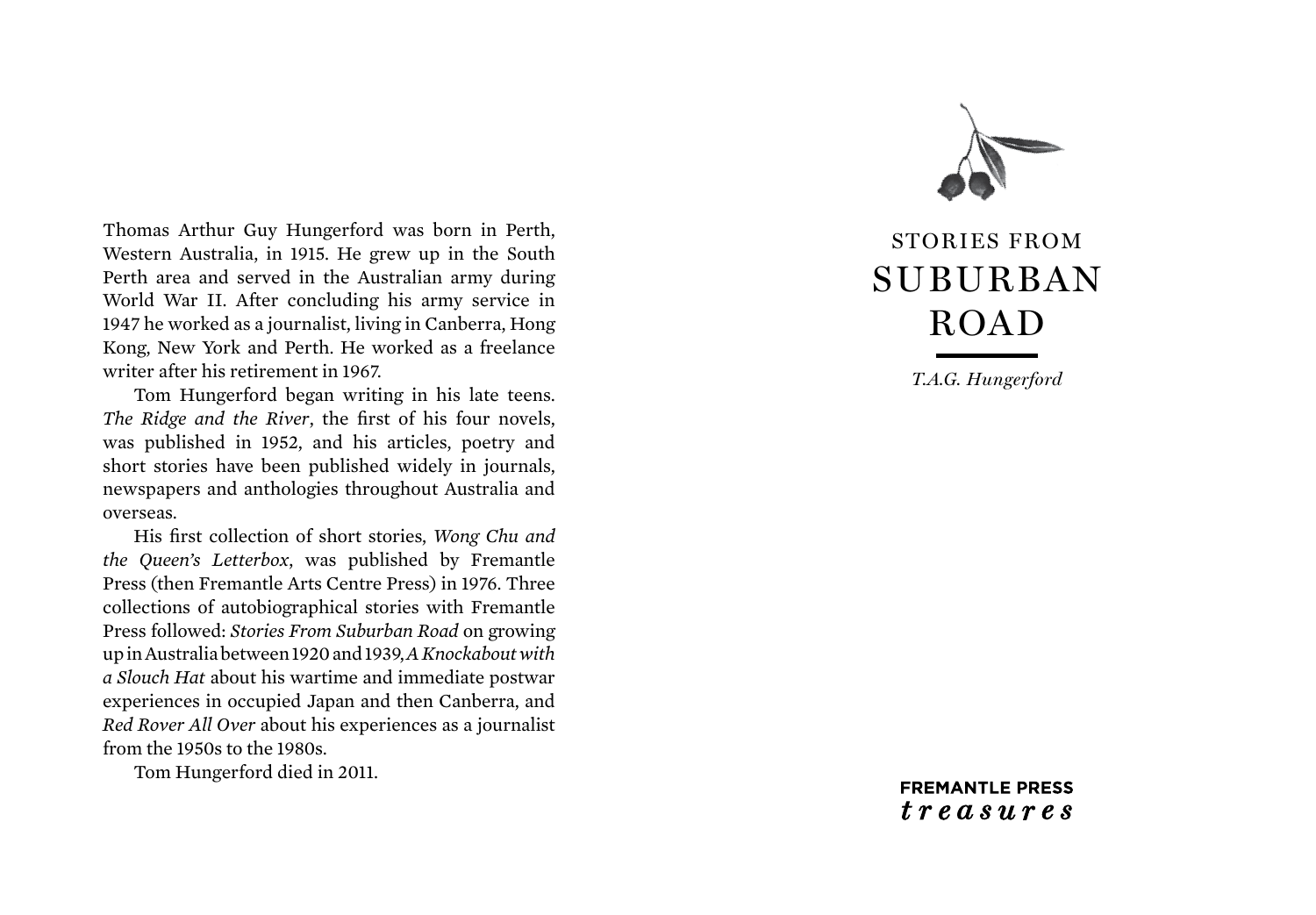Thomas Arthur Guy Hungerford was born in Perth, Western Australia, in 1915. He grew up in the South Perth area and served in the Australian army during World War II. After concluding his army service in 1947 he worked as a journalist, living in Canberra, Hong Kong, New York and Perth. He worked as a freelance writer after his retirement in 1967.

Tom Hungerford began writing in his late teens. *The Ridge and the River*, the first of his four novels, was published in 1952, and his articles, poetry and short stories have been published widely in journals, newspapers and anthologies throughout Australia and overseas.

His first collection of short stories, *Wong Chu and the Queen's Letterbox*, was published by Fremantle Press (then Fremantle Arts Centre Press) in 1976. Three collections of autobiographical stories with Fremantle Press followed: *Stories From Suburban Road* on growing up in Australia between 1920 and 1939, *A Knockabout with a Slouch Hat* about his wartime and immediate postwar experiences in occupied Japan and then Canberra, and *Red Rover All Over* about his experiences as a journalist from the 1950s to the 1980s.

Tom Hungerford died in 2011.

# STORIES FROM SUBURBAN ROAD

*T.A.G. Hungerford*

**FREMANTLE PRESS**
*treasures*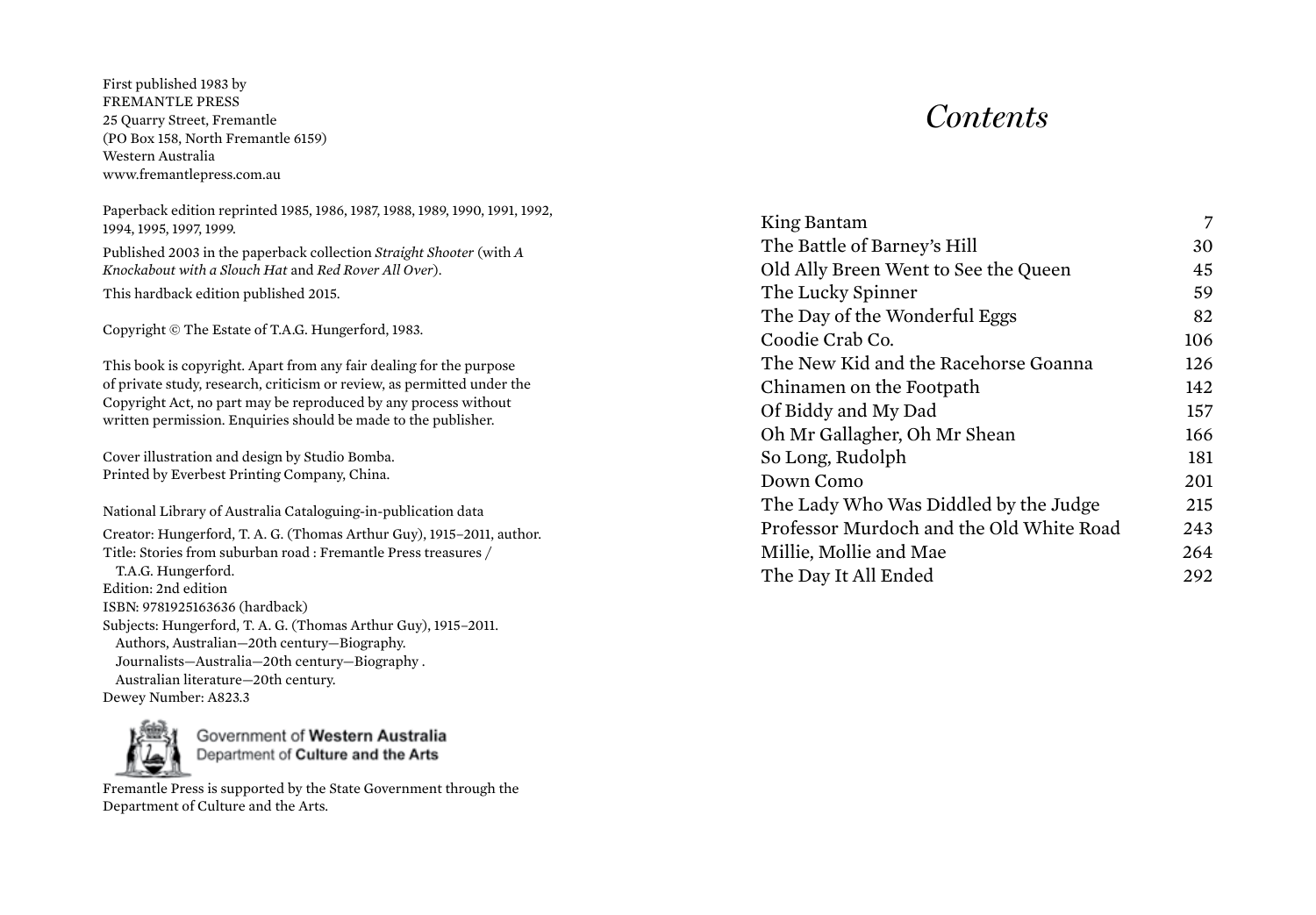First published 1983 by
FREMANTLE PRESS
25 Quarry Street, Fremantle
(PO Box 158, North Fremantle 6159)
Western Australia
www.fremantlepress.com.au

Paperback edition reprinted 1985, 1986, 1987, 1988, 1989, 1990, 1991, 1992, 1994, 1995, 1997, 1999.

Published 2003 in the paperback collection *Straight Shooter* (with *A Knockabout with a Slouch Hat* and *Red Rover All Over*).

This hardback edition published 2015.

Copyright © The Estate of T.A.G. Hungerford, 1983.

This book is copyright. Apart from any fair dealing for the purpose of private study, research, criticism or review, as permitted under the Copyright Act, no part may be reproduced by any process without written permission. Enquiries should be made to the publisher.

Cover illustration and design by Studio Bomba.
Printed by Everbest Printing Company, China.

National Library of Australia Cataloguing-in-publication data

Creator: Hungerford, T. A. G. (Thomas Arthur Guy), 1915–2011, author.
Title: Stories from suburban road : Fremantle Press treasures / T.A.G. Hungerford.
Edition: 2nd edition
ISBN: 9781925163636 (hardback)
Subjects: Hungerford, T. A. G. (Thomas Arthur Guy), 1915–2011.
Authors, Australian—20th century—Biography.
Journalists—Australia—20th century—Biography .
Australian literature—20th century.
Dewey Number: A823.3

Government of **Western Australia**
Department of **Culture and the Arts**

Fremantle Press is supported by the State Government through the Department of Culture and the Arts.

# *Contents*

| | |
|---|---|
| King Bantam | 7 |
| The Battle of Barney's Hill | 30 |
| Old Ally Breen Went to See the Queen | 45 |
| The Lucky Spinner | 59 |
| The Day of the Wonderful Eggs | 82 |
| Coodie Crab Co. | 106 |
| The New Kid and the Racehorse Goanna | 126 |
| Chinamen on the Footpath | 142 |
| Of Biddy and My Dad | 157 |
| Oh Mr Gallagher, Oh Mr Shean | 166 |
| So Long, Rudolph | 181 |
| Down Como | 201 |
| The Lady Who Was Diddled by the Judge | 215 |
| Professor Murdoch and the Old White Road | 243 |
| Millie, Mollie and Mae | 264 |
| The Day It All Ended | 292 |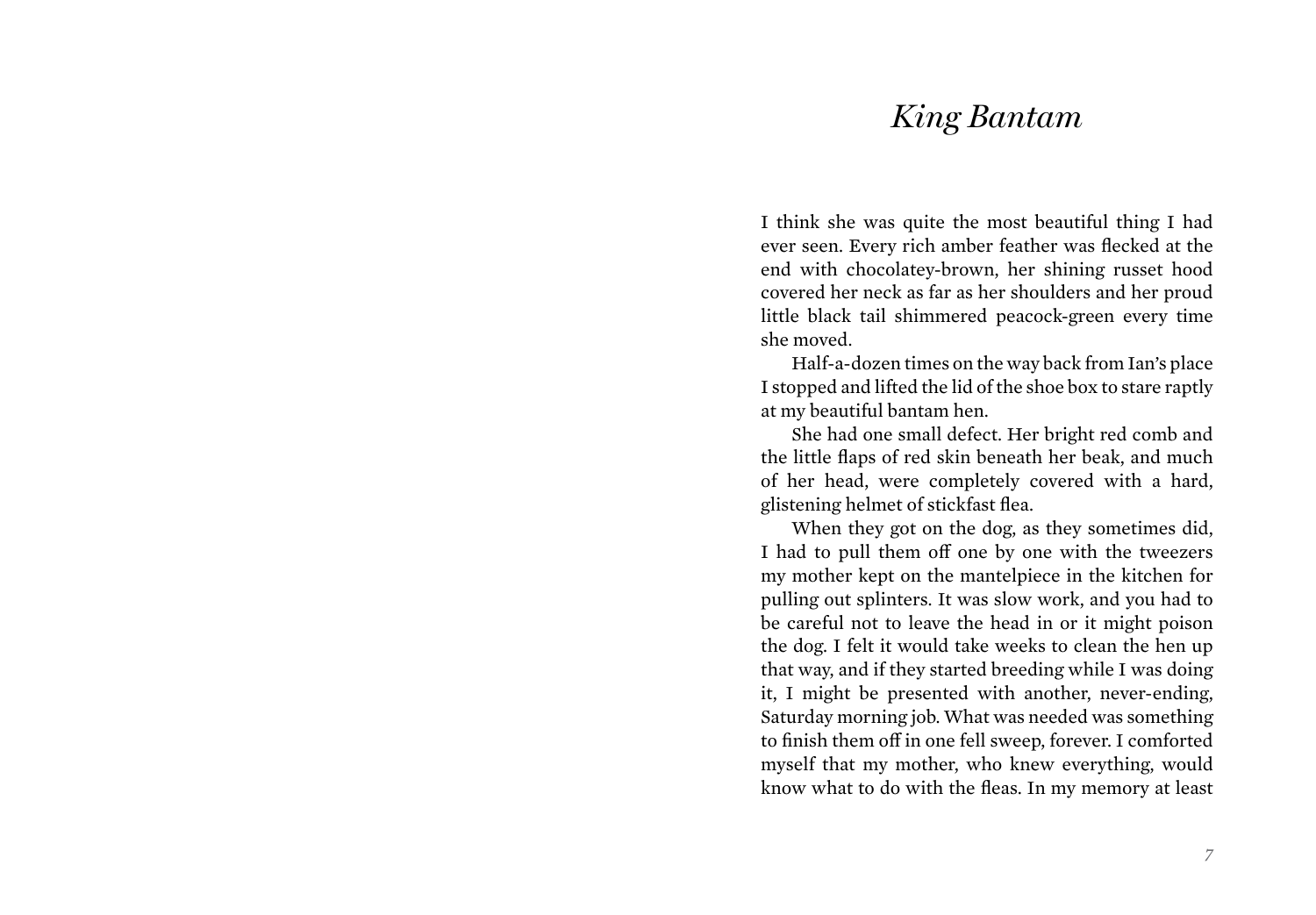# *King Bantam*

I think she was quite the most beautiful thing I had ever seen. Every rich amber feather was flecked at the end with chocolatey-brown, her shining russet hood covered her neck as far as her shoulders and her proud little black tail shimmered peacock-green every time she moved.

Half-a-dozen times on the way back from Ian's place I stopped and lifted the lid of the shoe box to stare raptly at my beautiful bantam hen.

She had one small defect. Her bright red comb and the little flaps of red skin beneath her beak, and much of her head, were completely covered with a hard, glistening helmet of stickfast flea.

When they got on the dog, as they sometimes did, I had to pull them off one by one with the tweezers my mother kept on the mantelpiece in the kitchen for pulling out splinters. It was slow work, and you had to be careful not to leave the head in or it might poison the dog. I felt it would take weeks to clean the hen up that way, and if they started breeding while I was doing it, I might be presented with another, never-ending, Saturday morning job. What was needed was something to finish them off in one fell sweep, forever. I comforted myself that my mother, who knew everything, would know what to do with the fleas. In my memory at least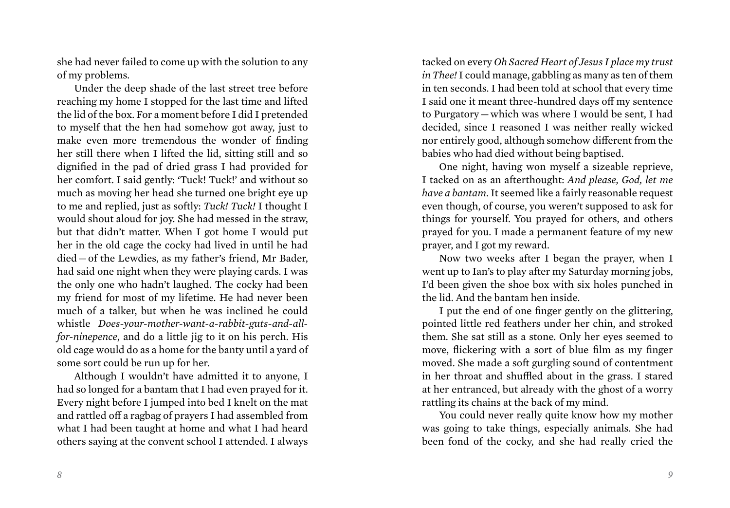she had never failed to come up with the solution to any of my problems.

Under the deep shade of the last street tree before reaching my home I stopped for the last time and lifted the lid of the box. For a moment before I did I pretended to myself that the hen had somehow got away, just to make even more tremendous the wonder of finding her still there when I lifted the lid, sitting still and so dignified in the pad of dried grass I had provided for her comfort. I said gently: 'Tuck! Tuck!' and without so much as moving her head she turned one bright eye up to me and replied, just as softly: *Tuck! Tuck!* I thought I would shout aloud for joy. She had messed in the straw, but that didn't matter. When I got home I would put her in the old cage the cocky had lived in until he had died — of the Lewdies, as my father's friend, Mr Bader, had said one night when they were playing cards. I was the only one who hadn't laughed. The cocky had been my friend for most of my lifetime. He had never been much of a talker, but when he was inclined he could whistle *Does-your-mother-want-a-rabbit-guts-and-all-for-ninepence*, and do a little jig to it on his perch. His old cage would do as a home for the banty until a yard of some sort could be run up for her.

Although I wouldn't have admitted it to anyone, I had so longed for a bantam that I had even prayed for it. Every night before I jumped into bed I knelt on the mat and rattled off a ragbag of prayers I had assembled from what I had been taught at home and what I had heard others saying at the convent school I attended. I always tacked on every *Oh Sacred Heart of Jesus I place my trust in Thee!* I could manage, gabbling as many as ten of them in ten seconds. I had been told at school that every time I said one it meant three-hundred days off my sentence to Purgatory — which was where I would be sent, I had decided, since I reasoned I was neither really wicked nor entirely good, although somehow different from the babies who had died without being baptised.

One night, having won myself a sizeable reprieve, I tacked on as an afterthought: *And please, God, let me have a bantam.* It seemed like a fairly reasonable request even though, of course, you weren't supposed to ask for things for yourself. You prayed for others, and others prayed for you. I made a permanent feature of my new prayer, and I got my reward.

Now two weeks after I began the prayer, when I went up to Ian's to play after my Saturday morning jobs, I'd been given the shoe box with six holes punched in the lid. And the bantam hen inside.

I put the end of one finger gently on the glittering, pointed little red feathers under her chin, and stroked them. She sat still as a stone. Only her eyes seemed to move, flickering with a sort of blue film as my finger moved. She made a soft gurgling sound of contentment in her throat and shuffled about in the grass. I stared at her entranced, but already with the ghost of a worry rattling its chains at the back of my mind.

You could never really quite know how my mother was going to take things, especially animals. She had been fond of the cocky, and she had really cried the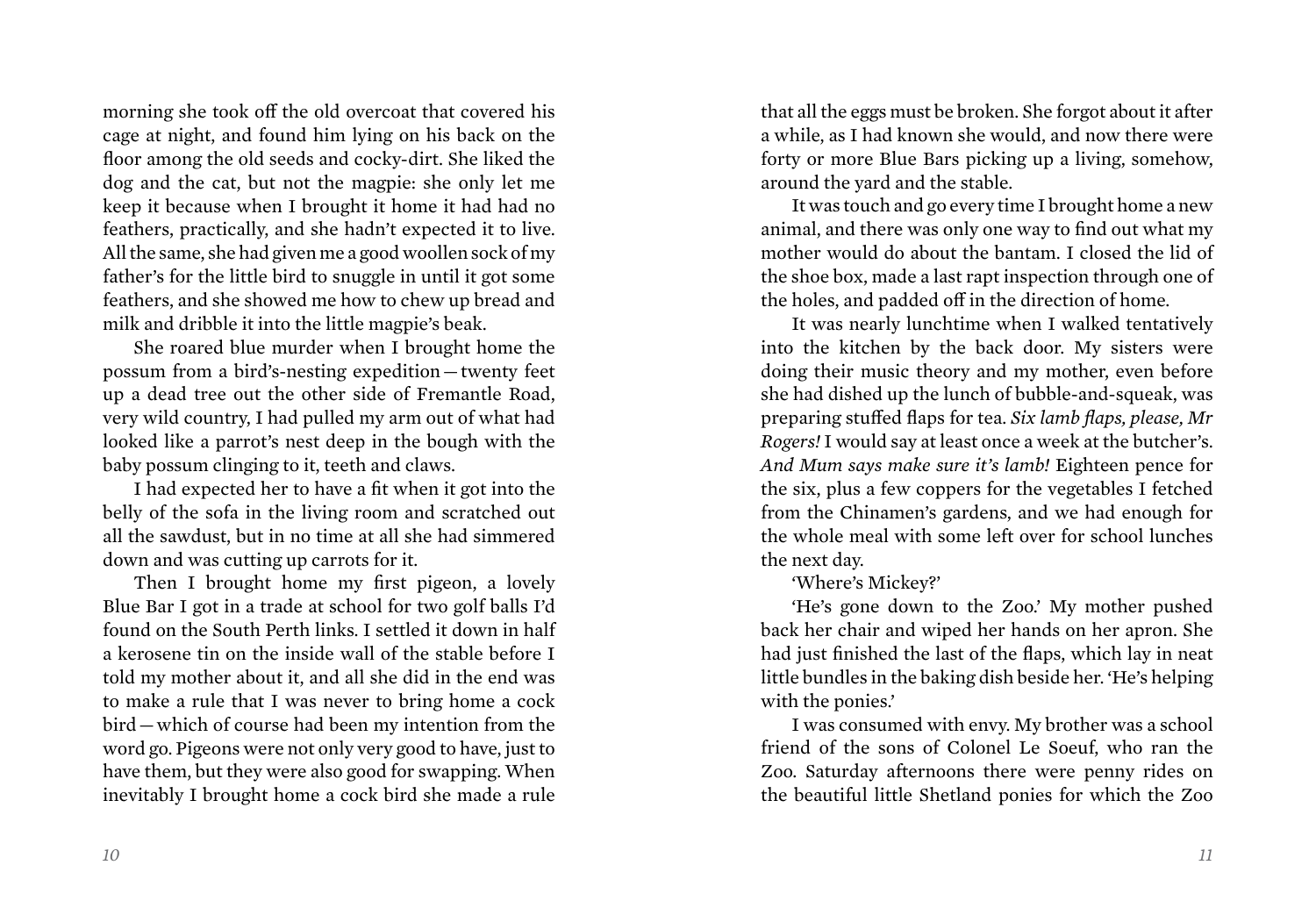morning she took off the old overcoat that covered his cage at night, and found him lying on his back on the floor among the old seeds and cocky-dirt. She liked the dog and the cat, but not the magpie: she only let me keep it because when I brought it home it had had no feathers, practically, and she hadn't expected it to live. All the same, she had given me a good woollen sock of my father's for the little bird to snuggle in until it got some feathers, and she showed me how to chew up bread and milk and dribble it into the little magpie's beak.

She roared blue murder when I brought home the possum from a bird's-nesting expedition — twenty feet up a dead tree out the other side of Fremantle Road, very wild country, I had pulled my arm out of what had looked like a parrot's nest deep in the bough with the baby possum clinging to it, teeth and claws.

I had expected her to have a fit when it got into the belly of the sofa in the living room and scratched out all the sawdust, but in no time at all she had simmered down and was cutting up carrots for it.

Then I brought home my first pigeon, a lovely Blue Bar I got in a trade at school for two golf balls I'd found on the South Perth links. I settled it down in half a kerosene tin on the inside wall of the stable before I told my mother about it, and all she did in the end was to make a rule that I was never to bring home a cock bird — which of course had been my intention from the word go. Pigeons were not only very good to have, just to have them, but they were also good for swapping. When inevitably I brought home a cock bird she made a rule that all the eggs must be broken. She forgot about it after a while, as I had known she would, and now there were forty or more Blue Bars picking up a living, somehow, around the yard and the stable.

It was touch and go every time I brought home a new animal, and there was only one way to find out what my mother would do about the bantam. I closed the lid of the shoe box, made a last rapt inspection through one of the holes, and padded off in the direction of home.

It was nearly lunchtime when I walked tentatively into the kitchen by the back door. My sisters were doing their music theory and my mother, even before she had dished up the lunch of bubble-and-squeak, was preparing stuffed flaps for tea. *Six lamb flaps, please, Mr Rogers!* I would say at least once a week at the butcher's. *And Mum says make sure it's lamb!* Eighteen pence for the six, plus a few coppers for the vegetables I fetched from the Chinamen's gardens, and we had enough for the whole meal with some left over for school lunches the next day.

'Where's Mickey?'

'He's gone down to the Zoo.' My mother pushed back her chair and wiped her hands on her apron. She had just finished the last of the flaps, which lay in neat little bundles in the baking dish beside her. 'He's helping with the ponies.'

I was consumed with envy. My brother was a school friend of the sons of Colonel Le Soeuf, who ran the Zoo. Saturday afternoons there were penny rides on the beautiful little Shetland ponies for which the Zoo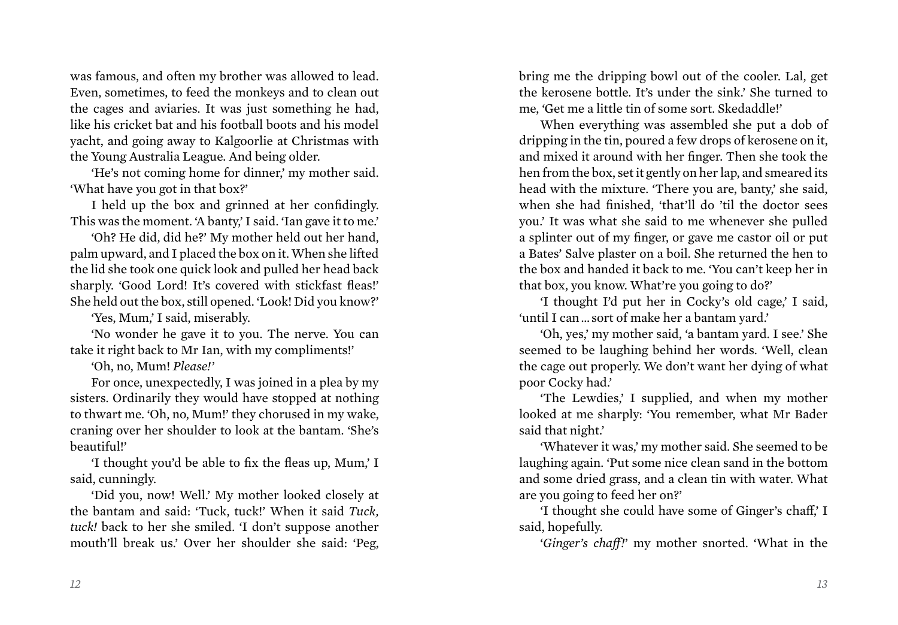was famous, and often my brother was allowed to lead. Even, sometimes, to feed the monkeys and to clean out the cages and aviaries. It was just something he had, like his cricket bat and his football boots and his model yacht, and going away to Kalgoorlie at Christmas with the Young Australia League. And being older.

'He's not coming home for dinner,' my mother said. 'What have you got in that box?'

I held up the box and grinned at her confidingly. This was the moment. 'A banty,' I said. 'Ian gave it to me.'

'Oh? He did, did he?' My mother held out her hand, palm upward, and I placed the box on it. When she lifted the lid she took one quick look and pulled her head back sharply. 'Good Lord! It's covered with stickfast fleas!' She held out the box, still opened. 'Look! Did you know?'

'Yes, Mum,' I said, miserably.

'No wonder he gave it to you. The nerve. You can take it right back to Mr Ian, with my compliments!'

'Oh, no, Mum! *Please!*'

For once, unexpectedly, I was joined in a plea by my sisters. Ordinarily they would have stopped at nothing to thwart me. 'Oh, no, Mum!' they chorused in my wake, craning over her shoulder to look at the bantam. 'She's beautiful!'

'I thought you'd be able to fix the fleas up, Mum,' I said, cunningly.

'Did you, now! Well.' My mother looked closely at the bantam and said: 'Tuck, tuck!' When it said *Tuck, tuck!* back to her she smiled. 'I don't suppose another mouth'll break us.' Over her shoulder she said: 'Peg, bring me the dripping bowl out of the cooler. Lal, get the kerosene bottle. It's under the sink.' She turned to me, 'Get me a little tin of some sort. Skedaddle!'

When everything was assembled she put a dob of dripping in the tin, poured a few drops of kerosene on it, and mixed it around with her finger. Then she took the hen from the box, set it gently on her lap, and smeared its head with the mixture. 'There you are, banty,' she said, when she had finished, 'that'll do 'til the doctor sees you.' It was what she said to me whenever she pulled a splinter out of my finger, or gave me castor oil or put a Bates' Salve plaster on a boil. She returned the hen to the box and handed it back to me. 'You can't keep her in that box, you know. What're you going to do?'

'I thought I'd put her in Cocky's old cage,' I said, 'until I can … sort of make her a bantam yard.'

'Oh, yes,' my mother said, 'a bantam yard. I see.' She seemed to be laughing behind her words. 'Well, clean the cage out properly. We don't want her dying of what poor Cocky had.'

'The Lewdies,' I supplied, and when my mother looked at me sharply: 'You remember, what Mr Bader said that night.'

'Whatever it was,' my mother said. She seemed to be laughing again. 'Put some nice clean sand in the bottom and some dried grass, and a clean tin with water. What are you going to feed her on?'

'I thought she could have some of Ginger's chaff,' I said, hopefully.

'*Ginger's chaff!*' my mother snorted. 'What in the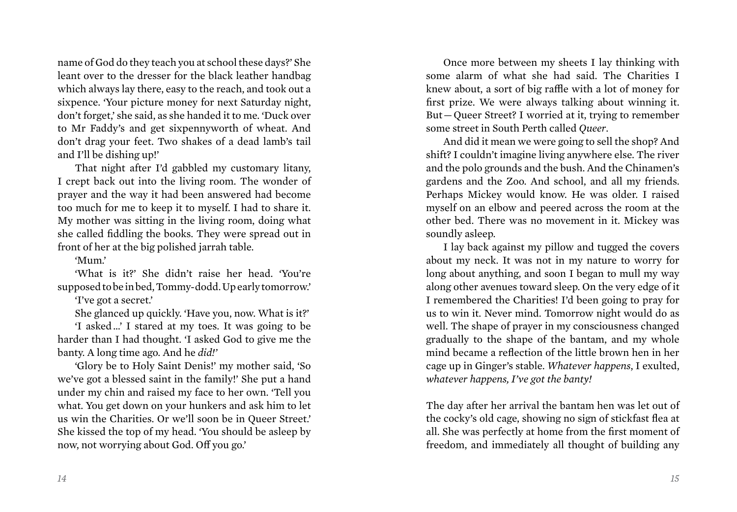name of God do they teach you at school these days?' She leant over to the dresser for the black leather handbag which always lay there, easy to the reach, and took out a sixpence. 'Your picture money for next Saturday night, don't forget,' she said, as she handed it to me. 'Duck over to Mr Faddy's and get sixpennyworth of wheat. And don't drag your feet. Two shakes of a dead lamb's tail and I'll be dishing up!'

That night after I'd gabbled my customary litany, I crept back out into the living room. The wonder of prayer and the way it had been answered had become too much for me to keep it to myself. I had to share it. My mother was sitting in the living room, doing what she called fiddling the books. They were spread out in front of her at the big polished jarrah table.

'Mum.'

'What is it?' She didn't raise her head. 'You're supposed to be in bed, Tommy-dodd. Up early tomorrow.'

'I've got a secret.'

She glanced up quickly. 'Have you, now. What is it?'

'I asked…' I stared at my toes. It was going to be harder than I had thought. 'I asked God to give me the banty. A long time ago. And he *did!*'

'Glory be to Holy Saint Denis!' my mother said, 'So we've got a blessed saint in the family!' She put a hand under my chin and raised my face to her own. 'Tell you what. You get down on your hunkers and ask him to let us win the Charities. Or we'll soon be in Queer Street.' She kissed the top of my head. 'You should be asleep by now, not worrying about God. Off you go.'

Once more between my sheets I lay thinking with some alarm of what she had said. The Charities I knew about, a sort of big raffle with a lot of money for first prize. We were always talking about winning it. But — Queer Street? I worried at it, trying to remember some street in South Perth called *Queer*.

And did it mean we were going to sell the shop? And shift? I couldn't imagine living anywhere else. The river and the polo grounds and the bush. And the Chinamen's gardens and the Zoo. And school, and all my friends. Perhaps Mickey would know. He was older. I raised myself on an elbow and peered across the room at the other bed. There was no movement in it. Mickey was soundly asleep.

I lay back against my pillow and tugged the covers about my neck. It was not in my nature to worry for long about anything, and soon I began to mull my way along other avenues toward sleep. On the very edge of it I remembered the Charities! I'd been going to pray for us to win it. Never mind. Tomorrow night would do as well. The shape of prayer in my consciousness changed gradually to the shape of the bantam, and my whole mind became a reflection of the little brown hen in her cage up in Ginger's stable. *Whatever happens*, I exulted, *whatever happens, I've got the banty!*

The day after her arrival the bantam hen was let out of the cocky's old cage, showing no sign of stickfast flea at all. She was perfectly at home from the first moment of freedom, and immediately all thought of building any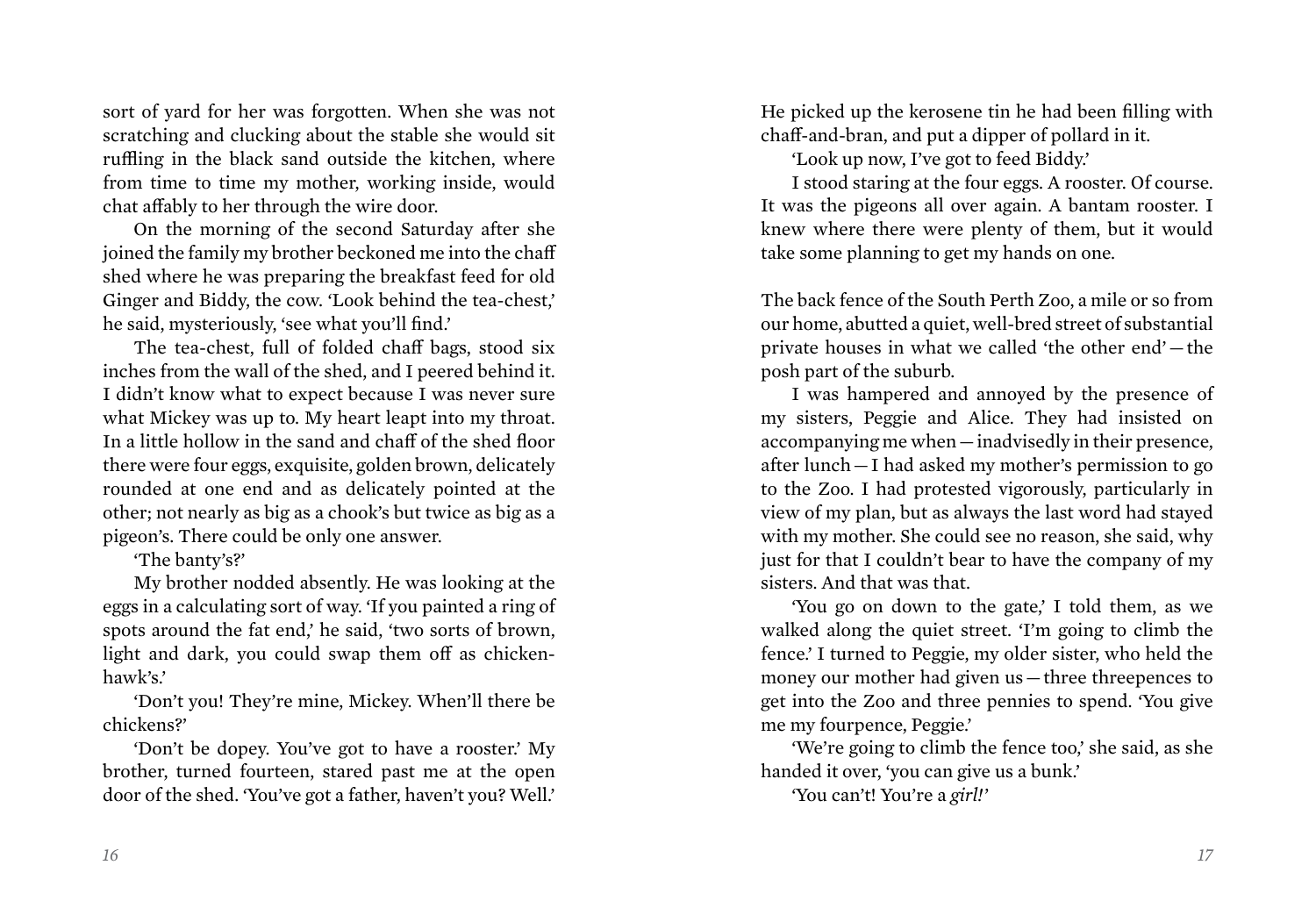sort of yard for her was forgotten. When she was not scratching and clucking about the stable she would sit ruffling in the black sand outside the kitchen, where from time to time my mother, working inside, would chat affably to her through the wire door.

On the morning of the second Saturday after she joined the family my brother beckoned me into the chaff shed where he was preparing the breakfast feed for old Ginger and Biddy, the cow. 'Look behind the tea-chest,' he said, mysteriously, 'see what you'll find.'

The tea-chest, full of folded chaff bags, stood six inches from the wall of the shed, and I peered behind it. I didn't know what to expect because I was never sure what Mickey was up to. My heart leapt into my throat. In a little hollow in the sand and chaff of the shed floor there were four eggs, exquisite, golden brown, delicately rounded at one end and as delicately pointed at the other; not nearly as big as a chook's but twice as big as a pigeon's. There could be only one answer.

'The banty's?'

My brother nodded absently. He was looking at the eggs in a calculating sort of way. 'If you painted a ring of spots around the fat end,' he said, 'two sorts of brown, light and dark, you could swap them off as chicken-hawk's.'

'Don't you! They're mine, Mickey. When'll there be chickens?'

'Don't be dopey. You've got to have a rooster.' My brother, turned fourteen, stared past me at the open door of the shed. 'You've got a father, haven't you? Well.' He picked up the kerosene tin he had been filling with chaff-and-bran, and put a dipper of pollard in it.

'Look up now, I've got to feed Biddy.'

I stood staring at the four eggs. A rooster. Of course. It was the pigeons all over again. A bantam rooster. I knew where there were plenty of them, but it would take some planning to get my hands on one.

The back fence of the South Perth Zoo, a mile or so from our home, abutted a quiet, well-bred street of substantial private houses in what we called 'the other end' — the posh part of the suburb.

I was hampered and annoyed by the presence of my sisters, Peggie and Alice. They had insisted on accompanying me when — inadvisedly in their presence, after lunch — I had asked my mother's permission to go to the Zoo. I had protested vigorously, particularly in view of my plan, but as always the last word had stayed with my mother. She could see no reason, she said, why just for that I couldn't bear to have the company of my sisters. And that was that.

'You go on down to the gate,' I told them, as we walked along the quiet street. 'I'm going to climb the fence.' I turned to Peggie, my older sister, who held the money our mother had given us — three threepences to get into the Zoo and three pennies to spend. 'You give me my fourpence, Peggie.'

'We're going to climb the fence too,' she said, as she handed it over, 'you can give us a bunk.'

'You can't! You're a *girl!*'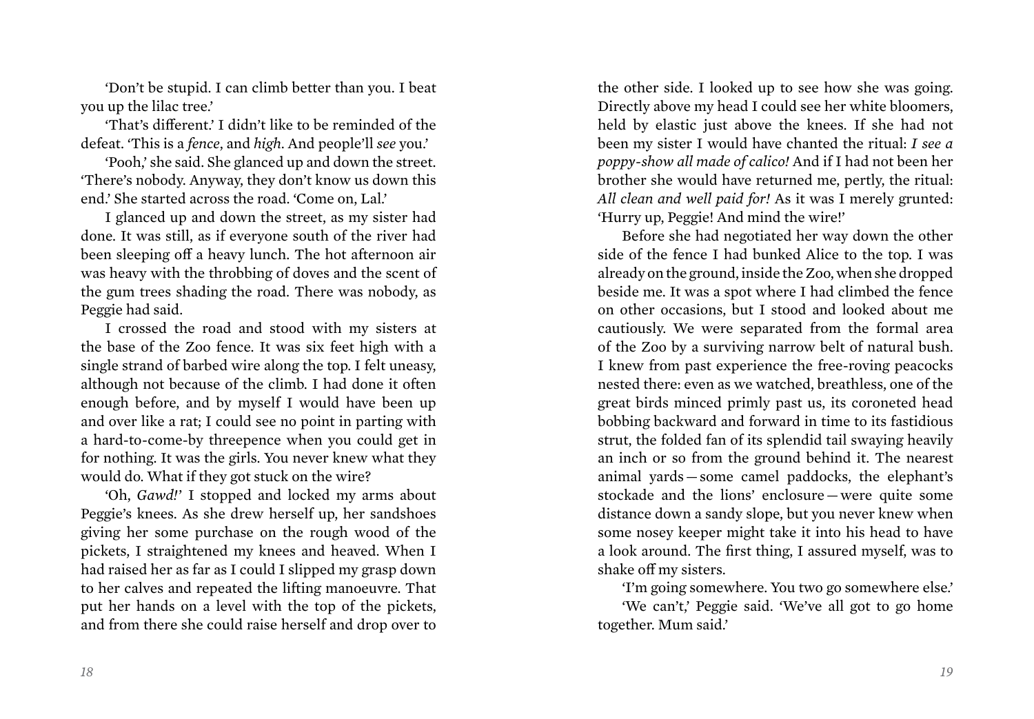'Don't be stupid. I can climb better than you. I beat you up the lilac tree.'

'That's different.' I didn't like to be reminded of the defeat. 'This is a *fence*, and *high*. And people'll *see* you.'

'Pooh,' she said. She glanced up and down the street. 'There's nobody. Anyway, they don't know us down this end.' She started across the road. 'Come on, Lal.'

I glanced up and down the street, as my sister had done. It was still, as if everyone south of the river had been sleeping off a heavy lunch. The hot afternoon air was heavy with the throbbing of doves and the scent of the gum trees shading the road. There was nobody, as Peggie had said.

I crossed the road and stood with my sisters at the base of the Zoo fence. It was six feet high with a single strand of barbed wire along the top. I felt uneasy, although not because of the climb. I had done it often enough before, and by myself I would have been up and over like a rat; I could see no point in parting with a hard-to-come-by threepence when you could get in for nothing. It was the girls. You never knew what they would do. What if they got stuck on the wire?

'Oh, *Gawd!*' I stopped and locked my arms about Peggie's knees. As she drew herself up, her sandshoes giving her some purchase on the rough wood of the pickets, I straightened my knees and heaved. When I had raised her as far as I could I slipped my grasp down to her calves and repeated the lifting manoeuvre. That put her hands on a level with the top of the pickets, and from there she could raise herself and drop over to the other side. I looked up to see how she was going. Directly above my head I could see her white bloomers, held by elastic just above the knees. If she had not been my sister I would have chanted the ritual: *I see a poppy-show all made of calico!* And if I had not been her brother she would have returned me, pertly, the ritual: *All clean and well paid for!* As it was I merely grunted: 'Hurry up, Peggie! And mind the wire!'

Before she had negotiated her way down the other side of the fence I had bunked Alice to the top. I was already on the ground, inside the Zoo, when she dropped beside me. It was a spot where I had climbed the fence on other occasions, but I stood and looked about me cautiously. We were separated from the formal area of the Zoo by a surviving narrow belt of natural bush. I knew from past experience the free-roving peacocks nested there: even as we watched, breathless, one of the great birds minced primly past us, its coroneted head bobbing backward and forward in time to its fastidious strut, the folded fan of its splendid tail swaying heavily an inch or so from the ground behind it. The nearest animal yards — some camel paddocks, the elephant's stockade and the lions' enclosure — were quite some distance down a sandy slope, but you never knew when some nosey keeper might take it into his head to have a look around. The first thing, I assured myself, was to shake off my sisters.

'I'm going somewhere. You two go somewhere else.'

'We can't,' Peggie said. 'We've all got to go home together. Mum said.'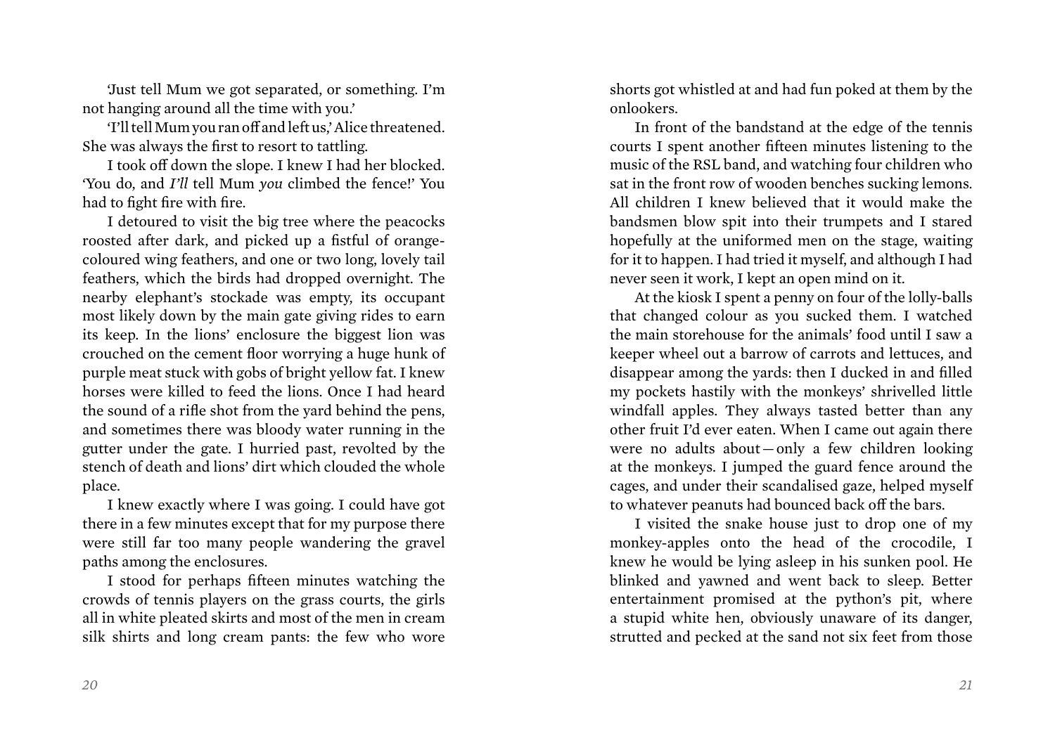'Just tell Mum we got separated, or something. I'm not hanging around all the time with you.'

'I'll tell Mum you ran off and left us,' Alice threatened. She was always the first to resort to tattling.

I took off down the slope. I knew I had her blocked. 'You do, and *I'll* tell Mum *you* climbed the fence!' You had to fight fire with fire.

I detoured to visit the big tree where the peacocks roosted after dark, and picked up a fistful of orange-coloured wing feathers, and one or two long, lovely tail feathers, which the birds had dropped overnight. The nearby elephant's stockade was empty, its occupant most likely down by the main gate giving rides to earn its keep. In the lions' enclosure the biggest lion was crouched on the cement floor worrying a huge hunk of purple meat stuck with gobs of bright yellow fat. I knew horses were killed to feed the lions. Once I had heard the sound of a rifle shot from the yard behind the pens, and sometimes there was bloody water running in the gutter under the gate. I hurried past, revolted by the stench of death and lions' dirt which clouded the whole place.

I knew exactly where I was going. I could have got there in a few minutes except that for my purpose there were still far too many people wandering the gravel paths among the enclosures.

I stood for perhaps fifteen minutes watching the crowds of tennis players on the grass courts, the girls all in white pleated skirts and most of the men in cream silk shirts and long cream pants: the few who wore shorts got whistled at and had fun poked at them by the onlookers.

In front of the bandstand at the edge of the tennis courts I spent another fifteen minutes listening to the music of the RSL band, and watching four children who sat in the front row of wooden benches sucking lemons. All children I knew believed that it would make the bandsmen blow spit into their trumpets and I stared hopefully at the uniformed men on the stage, waiting for it to happen. I had tried it myself, and although I had never seen it work, I kept an open mind on it.

At the kiosk I spent a penny on four of the lolly-balls that changed colour as you sucked them. I watched the main storehouse for the animals' food until I saw a keeper wheel out a barrow of carrots and lettuces, and disappear among the yards: then I ducked in and filled my pockets hastily with the monkeys' shrivelled little windfall apples. They always tasted better than any other fruit I'd ever eaten. When I came out again there were no adults about — only a few children looking at the monkeys. I jumped the guard fence around the cages, and under their scandalised gaze, helped myself to whatever peanuts had bounced back off the bars.

I visited the snake house just to drop one of my monkey-apples onto the head of the crocodile, I knew he would be lying asleep in his sunken pool. He blinked and yawned and went back to sleep. Better entertainment promised at the python's pit, where a stupid white hen, obviously unaware of its danger, strutted and pecked at the sand not six feet from those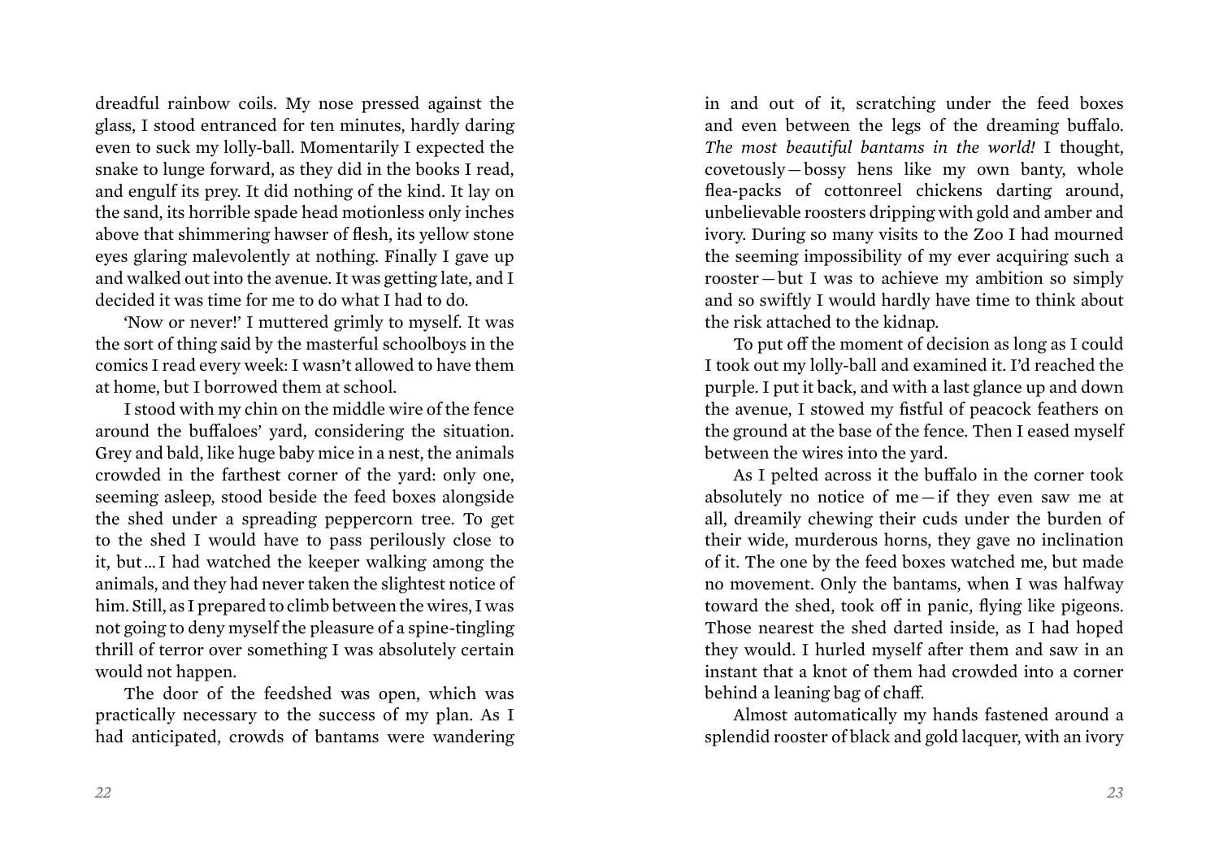dreadful rainbow coils. My nose pressed against the glass, I stood entranced for ten minutes, hardly daring even to suck my lolly-ball. Momentarily I expected the snake to lunge forward, as they did in the books I read, and engulf its prey. It did nothing of the kind. It lay on the sand, its horrible spade head motionless only inches above that shimmering hawser of flesh, its yellow stone eyes glaring malevolently at nothing. Finally I gave up and walked out into the avenue. It was getting late, and I decided it was time for me to do what I had to do.

'Now or never!' I muttered grimly to myself. It was the sort of thing said by the masterful schoolboys in the comics I read every week: I wasn't allowed to have them at home, but I borrowed them at school.

I stood with my chin on the middle wire of the fence around the buffaloes' yard, considering the situation. Grey and bald, like huge baby mice in a nest, the animals crowded in the farthest corner of the yard: only one, seeming asleep, stood beside the feed boxes alongside the shed under a spreading peppercorn tree. To get to the shed I would have to pass perilously close to it, but … I had watched the keeper walking among the animals, and they had never taken the slightest notice of him. Still, as I prepared to climb between the wires, I was not going to deny myself the pleasure of a spine-tingling thrill of terror over something I was absolutely certain would not happen.

The door of the feedshed was open, which was practically necessary to the success of my plan. As I had anticipated, crowds of bantams were wandering in and out of it, scratching under the feed boxes and even between the legs of the dreaming buffalo. *The most beautiful bantams in the world!* I thought, covetously — bossy hens like my own banty, whole flea-packs of cottonreel chickens darting around, unbelievable roosters dripping with gold and amber and ivory. During so many visits to the Zoo I had mourned the seeming impossibility of my ever acquiring such a rooster — but I was to achieve my ambition so simply and so swiftly I would hardly have time to think about the risk attached to the kidnap.

To put off the moment of decision as long as I could I took out my lolly-ball and examined it. I'd reached the purple. I put it back, and with a last glance up and down the avenue, I stowed my fistful of peacock feathers on the ground at the base of the fence. Then I eased myself between the wires into the yard.

As I pelted across it the buffalo in the corner took absolutely no notice of me — if they even saw me at all, dreamily chewing their cuds under the burden of their wide, murderous horns, they gave no inclination of it. The one by the feed boxes watched me, but made no movement. Only the bantams, when I was halfway toward the shed, took off in panic, flying like pigeons. Those nearest the shed darted inside, as I had hoped they would. I hurled myself after them and saw in an instant that a knot of them had crowded into a corner behind a leaning bag of chaff.

Almost automatically my hands fastened around a splendid rooster of black and gold lacquer, with an ivory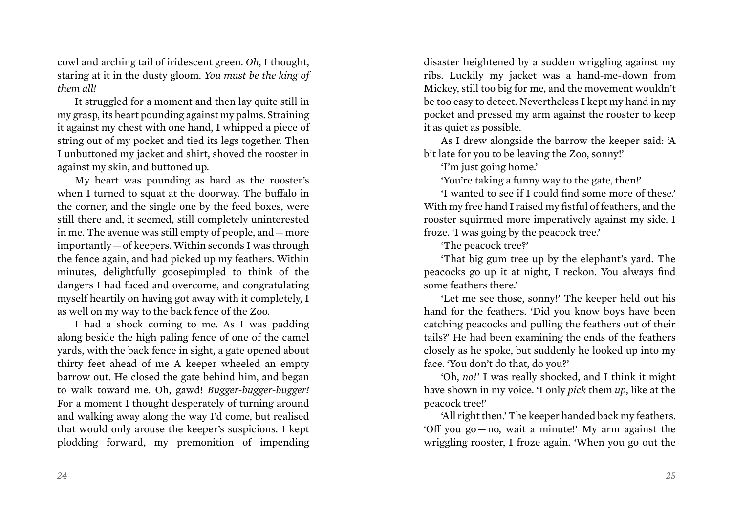cowl and arching tail of iridescent green. *Oh*, I thought, staring at it in the dusty gloom. *You must be the king of them all!*

It struggled for a moment and then lay quite still in my grasp, its heart pounding against my palms. Straining it against my chest with one hand, I whipped a piece of string out of my pocket and tied its legs together. Then I unbuttoned my jacket and shirt, shoved the rooster in against my skin, and buttoned up.

My heart was pounding as hard as the rooster's when I turned to squat at the doorway. The buffalo in the corner, and the single one by the feed boxes, were still there and, it seemed, still completely uninterested in me. The avenue was still empty of people, and — more importantly — of keepers. Within seconds I was through the fence again, and had picked up my feathers. Within minutes, delightfully goosepimpled to think of the dangers I had faced and overcome, and congratulating myself heartily on having got away with it completely, I as well on my way to the back fence of the Zoo.

I had a shock coming to me. As I was padding along beside the high paling fence of one of the camel yards, with the back fence in sight, a gate opened about thirty feet ahead of me A keeper wheeled an empty barrow out. He closed the gate behind him, and began to walk toward me. Oh, gawd! *Bugger-bugger-bugger!* For a moment I thought desperately of turning around and walking away along the way I'd come, but realised that would only arouse the keeper's suspicions. I kept plodding forward, my premonition of impending disaster heightened by a sudden wriggling against my ribs. Luckily my jacket was a hand-me-down from Mickey, still too big for me, and the movement wouldn't be too easy to detect. Nevertheless I kept my hand in my pocket and pressed my arm against the rooster to keep it as quiet as possible.

As I drew alongside the barrow the keeper said: 'A bit late for you to be leaving the Zoo, sonny!'

'I'm just going home.'

'You're taking a funny way to the gate, then!'

'I wanted to see if I could find some more of these.' With my free hand I raised my fistful of feathers, and the rooster squirmed more imperatively against my side. I froze. 'I was going by the peacock tree.'

'The peacock tree?'

'That big gum tree up by the elephant's yard. The peacocks go up it at night, I reckon. You always find some feathers there.'

'Let me see those, sonny!' The keeper held out his hand for the feathers. 'Did you know boys have been catching peacocks and pulling the feathers out of their tails?' He had been examining the ends of the feathers closely as he spoke, but suddenly he looked up into my face. 'You don't do that, do you?'

'Oh, *no!*' I was really shocked, and I think it might have shown in my voice. 'I only *pick* them *up*, like at the peacock tree!'

'All right then.' The keeper handed back my feathers. 'Off you go — no, wait a minute!' My arm against the wriggling rooster, I froze again. 'When you go out the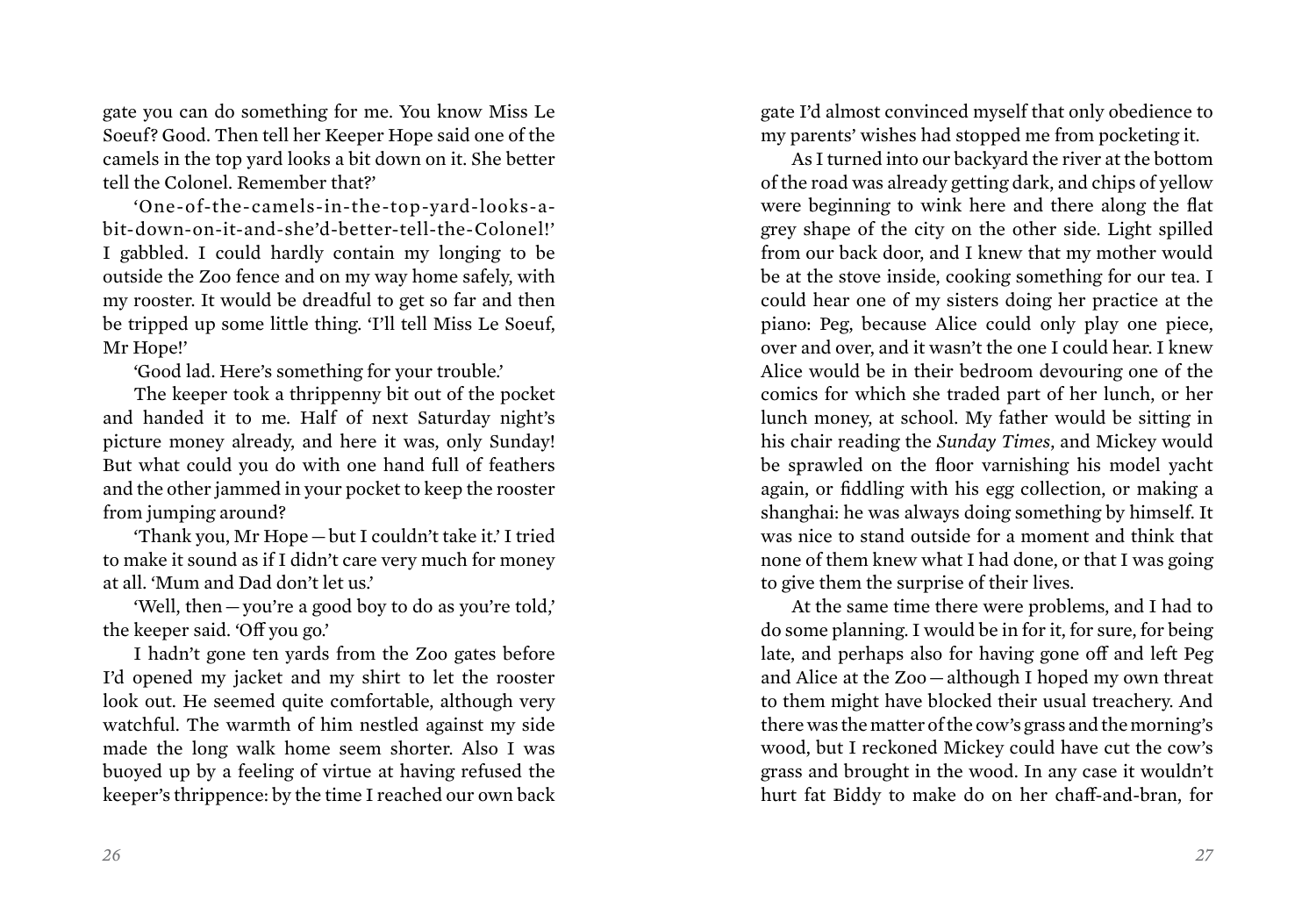gate you can do something for me. You know Miss Le Soeuf? Good. Then tell her Keeper Hope said one of the camels in the top yard looks a bit down on it. She better tell the Colonel. Remember that?'

'One-of-the-camels-in-the-top-yard-looks-a-bit-down-on-it-and-she'd-better-tell-the-Colonel!' I gabbled. I could hardly contain my longing to be outside the Zoo fence and on my way home safely, with my rooster. It would be dreadful to get so far and then be tripped up some little thing. 'I'll tell Miss Le Soeuf, Mr Hope!'

'Good lad. Here's something for your trouble.'

The keeper took a thrippenny bit out of the pocket and handed it to me. Half of next Saturday night's picture money already, and here it was, only Sunday! But what could you do with one hand full of feathers and the other jammed in your pocket to keep the rooster from jumping around?

'Thank you, Mr Hope — but I couldn't take it.' I tried to make it sound as if I didn't care very much for money at all. 'Mum and Dad don't let us.'

'Well, then — you're a good boy to do as you're told,' the keeper said. 'Off you go.'

I hadn't gone ten yards from the Zoo gates before I'd opened my jacket and my shirt to let the rooster look out. He seemed quite comfortable, although very watchful. The warmth of him nestled against my side made the long walk home seem shorter. Also I was buoyed up by a feeling of virtue at having refused the keeper's thrippence: by the time I reached our own back gate I'd almost convinced myself that only obedience to my parents' wishes had stopped me from pocketing it.

As I turned into our backyard the river at the bottom of the road was already getting dark, and chips of yellow were beginning to wink here and there along the flat grey shape of the city on the other side. Light spilled from our back door, and I knew that my mother would be at the stove inside, cooking something for our tea. I could hear one of my sisters doing her practice at the piano: Peg, because Alice could only play one piece, over and over, and it wasn't the one I could hear. I knew Alice would be in their bedroom devouring one of the comics for which she traded part of her lunch, or her lunch money, at school. My father would be sitting in his chair reading the *Sunday Times*, and Mickey would be sprawled on the floor varnishing his model yacht again, or fiddling with his egg collection, or making a shanghai: he was always doing something by himself. It was nice to stand outside for a moment and think that none of them knew what I had done, or that I was going to give them the surprise of their lives.

At the same time there were problems, and I had to do some planning. I would be in for it, for sure, for being late, and perhaps also for having gone off and left Peg and Alice at the Zoo — although I hoped my own threat to them might have blocked their usual treachery. And there was the matter of the cow's grass and the morning's wood, but I reckoned Mickey could have cut the cow's grass and brought in the wood. In any case it wouldn't hurt fat Biddy to make do on her chaff-and-bran, for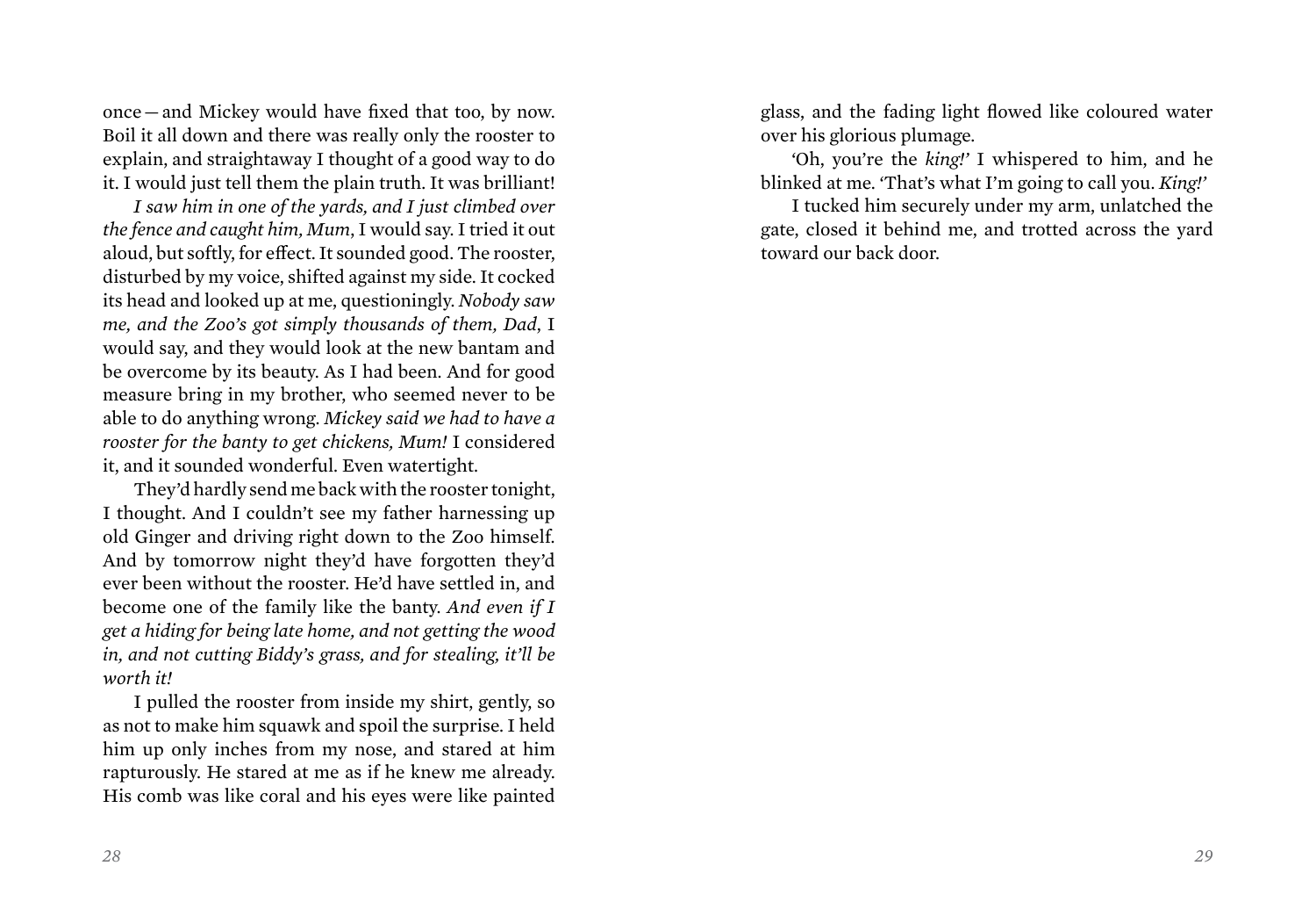once — and Mickey would have fixed that too, by now. Boil it all down and there was really only the rooster to explain, and straightaway I thought of a good way to do it. I would just tell them the plain truth. It was brilliant!

*I saw him in one of the yards, and I just climbed over the fence and caught him, Mum*, I would say. I tried it out aloud, but softly, for effect. It sounded good. The rooster, disturbed by my voice, shifted against my side. It cocked its head and looked up at me, questioningly. *Nobody saw me, and the Zoo's got simply thousands of them, Dad*, I would say, and they would look at the new bantam and be overcome by its beauty. As I had been. And for good measure bring in my brother, who seemed never to be able to do anything wrong. *Mickey said we had to have a rooster for the banty to get chickens, Mum!* I considered it, and it sounded wonderful. Even watertight.

They'd hardly send me back with the rooster tonight, I thought. And I couldn't see my father harnessing up old Ginger and driving right down to the Zoo himself. And by tomorrow night they'd have forgotten they'd ever been without the rooster. He'd have settled in, and become one of the family like the banty. *And even if I get a hiding for being late home, and not getting the wood in, and not cutting Biddy's grass, and for stealing, it'll be worth it!*

I pulled the rooster from inside my shirt, gently, so as not to make him squawk and spoil the surprise. I held him up only inches from my nose, and stared at him rapturously. He stared at me as if he knew me already. His comb was like coral and his eyes were like painted glass, and the fading light flowed like coloured water over his glorious plumage.

'Oh, you're the *king!*' I whispered to him, and he blinked at me. 'That's what I'm going to call you. *King!*'

I tucked him securely under my arm, unlatched the gate, closed it behind me, and trotted across the yard toward our back door.